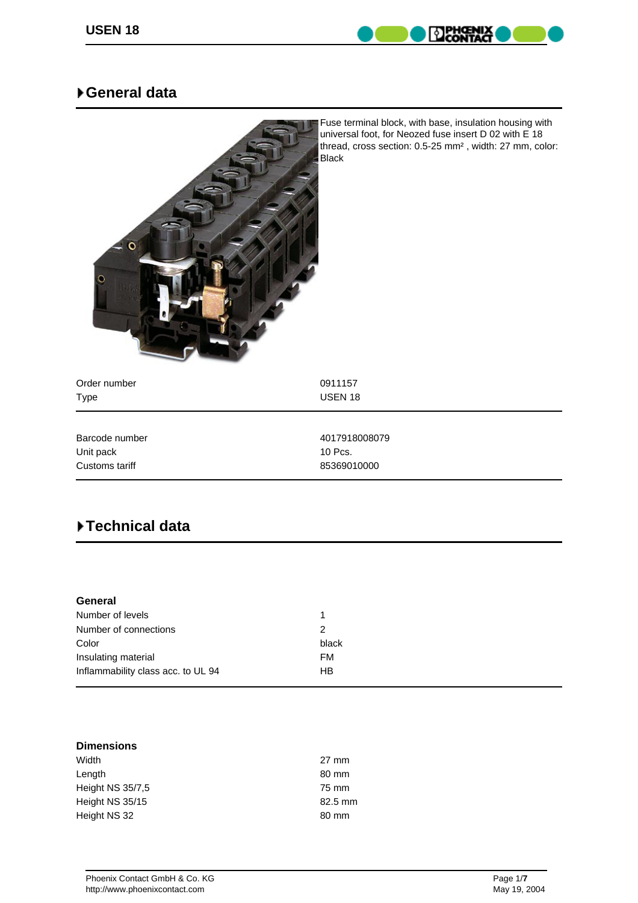# General data

Fuse terminal block, with base, insulation housing with universal foot, for Neozed fuse insert D 02 with E 18 thread, cross section: 0.5-25 mm² , width: 27 mm, color: Black

| | |
|---|---|
| Order number | 0911157 |
| Type | USEN 18 |

| | |
|---|---|
| Barcode number | 4017918008079 |
| Unit pack | 10 Pcs. |
| Customs tariff | 85369010000 |

# Technical data

### General

| | |
|---|---|
| Number of levels | 1 |
| Number of connections | 2 |
| Color | black |
| Insulating material | FM |
| Inflammability class acc. to UL 94 | HB |

### Dimensions

| | |
|---|---|
| Width | 27 mm |
| Length | 80 mm |
| Height NS 35/7,5 | 75 mm |
| Height NS 35/15 | 82.5 mm |
| Height NS 32 | 80 mm |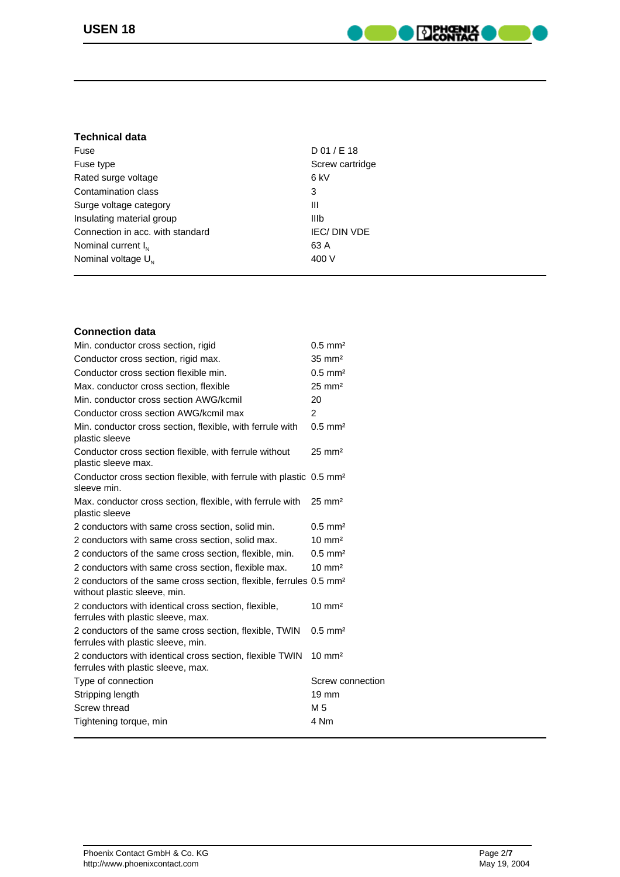## Technical data

| | |
|---|---|
| Fuse | D 01 / E 18 |
| Fuse type | Screw cartridge |
| Rated surge voltage | 6 kV |
| Contamination class | 3 |
| Surge voltage category | III |
| Insulating material group | IIIb |
| Connection in acc. with standard | IEC/ DIN VDE |
| Nominal current $I_N$ | 63 A |
| Nominal voltage $U_N$ | 400 V |

## Connection data

| | |
|---|---|
| Min. conductor cross section, rigid | 0.5 mm² |
| Conductor cross section, rigid max. | 35 mm² |
| Conductor cross section flexible min. | 0.5 mm² |
| Max. conductor cross section, flexible | 25 mm² |
| Min. conductor cross section AWG/kcmil | 20 |
| Conductor cross section AWG/kcmil max | 2 |
| Min. conductor cross section, flexible, with ferrule with plastic sleeve | 0.5 mm² |
| Conductor cross section flexible, with ferrule without plastic sleeve max. | 25 mm² |
| Conductor cross section flexible, with ferrule with plastic sleeve min. | 0.5 mm² |
| Max. conductor cross section, flexible, with ferrule with plastic sleeve | 25 mm² |
| 2 conductors with same cross section, solid min. | 0.5 mm² |
| 2 conductors with same cross section, solid max. | 10 mm² |
| 2 conductors of the same cross section, flexible, min. | 0.5 mm² |
| 2 conductors with same cross section, flexible max. | 10 mm² |
| 2 conductors of the same cross section, flexible, ferrules without plastic sleeve, min. | 0.5 mm² |
| 2 conductors with identical cross section, flexible, ferrules with plastic sleeve, max. | 10 mm² |
| 2 conductors of the same cross section, flexible, TWIN ferrules with plastic sleeve, min. | 0.5 mm² |
| 2 conductors with identical cross section, flexible TWIN ferrules with plastic sleeve, max. | 10 mm² |
| Type of connection | Screw connection |
| Stripping length | 19 mm |
| Screw thread | M 5 |
| Tightening torque, min | 4 Nm |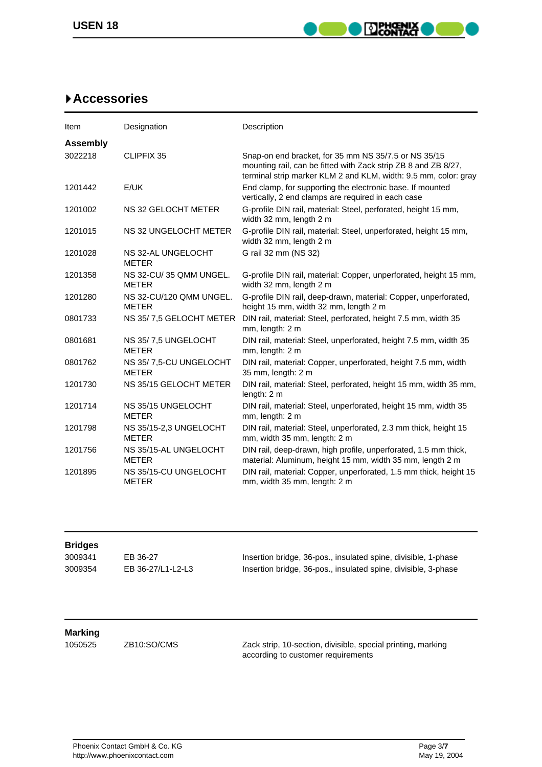## Accessories

| Item | Designation | Description |
|---|---|---|
| **Assembly** | | |
| 3022218 | CLIPFIX 35 | Snap-on end bracket, for 35 mm NS 35/7.5 or NS 35/15 mounting rail, can be fitted with Zack strip ZB 8 and ZB 8/27, terminal strip marker KLM 2 and KLM, width: 9.5 mm, color: gray |
| 1201442 | E/UK | End clamp, for supporting the electronic base. If mounted vertically, 2 end clamps are required in each case |
| 1201002 | NS 32 GELOCHT METER | G-profile DIN rail, material: Steel, perforated, height 15 mm, width 32 mm, length 2 m |
| 1201015 | NS 32 UNGELOCHT METER | G-profile DIN rail, material: Steel, unperforated, height 15 mm, width 32 mm, length 2 m |
| 1201028 | NS 32-AL UNGELOCHT METER | G rail 32 mm (NS 32) |
| 1201358 | NS 32-CU/ 35 QMM UNGEL. METER | G-profile DIN rail, material: Copper, unperforated, height 15 mm, width 32 mm, length 2 m |
| 1201280 | NS 32-CU/120 QMM UNGEL. METER | G-profile DIN rail, deep-drawn, material: Copper, unperforated, height 15 mm, width 32 mm, length 2 m |
| 0801733 | NS 35/ 7,5 GELOCHT METER | DIN rail, material: Steel, perforated, height 7.5 mm, width 35 mm, length: 2 m |
| 0801681 | NS 35/ 7,5 UNGELOCHT METER | DIN rail, material: Steel, unperforated, height 7.5 mm, width 35 mm, length: 2 m |
| 0801762 | NS 35/ 7,5-CU UNGELOCHT METER | DIN rail, material: Copper, unperforated, height 7.5 mm, width 35 mm, length: 2 m |
| 1201730 | NS 35/15 GELOCHT METER | DIN rail, material: Steel, perforated, height 15 mm, width 35 mm, length: 2 m |
| 1201714 | NS 35/15 UNGELOCHT METER | DIN rail, material: Steel, unperforated, height 15 mm, width 35 mm, length: 2 m |
| 1201798 | NS 35/15-2,3 UNGELOCHT METER | DIN rail, material: Steel, unperforated, 2.3 mm thick, height 15 mm, width 35 mm, length: 2 m |
| 1201756 | NS 35/15-AL UNGELOCHT METER | DIN rail, deep-drawn, high profile, unperforated, 1.5 mm thick, material: Aluminum, height 15 mm, width 35 mm, length 2 m |
| 1201895 | NS 35/15-CU UNGELOCHT METER | DIN rail, material: Copper, unperforated, 1.5 mm thick, height 15 mm, width 35 mm, length: 2 m |

| **Bridges** | | |
|---|---|---|
| 3009341 | EB 36-27 | Insertion bridge, 36-pos., insulated spine, divisible, 1-phase |
| 3009354 | EB 36-27/L1-L2-L3 | Insertion bridge, 36-pos., insulated spine, divisible, 3-phase |

| **Marking** | | |
|---|---|---|
| 1050525 | ZB10:SO/CMS | Zack strip, 10-section, divisible, special printing, marking according to customer requirements |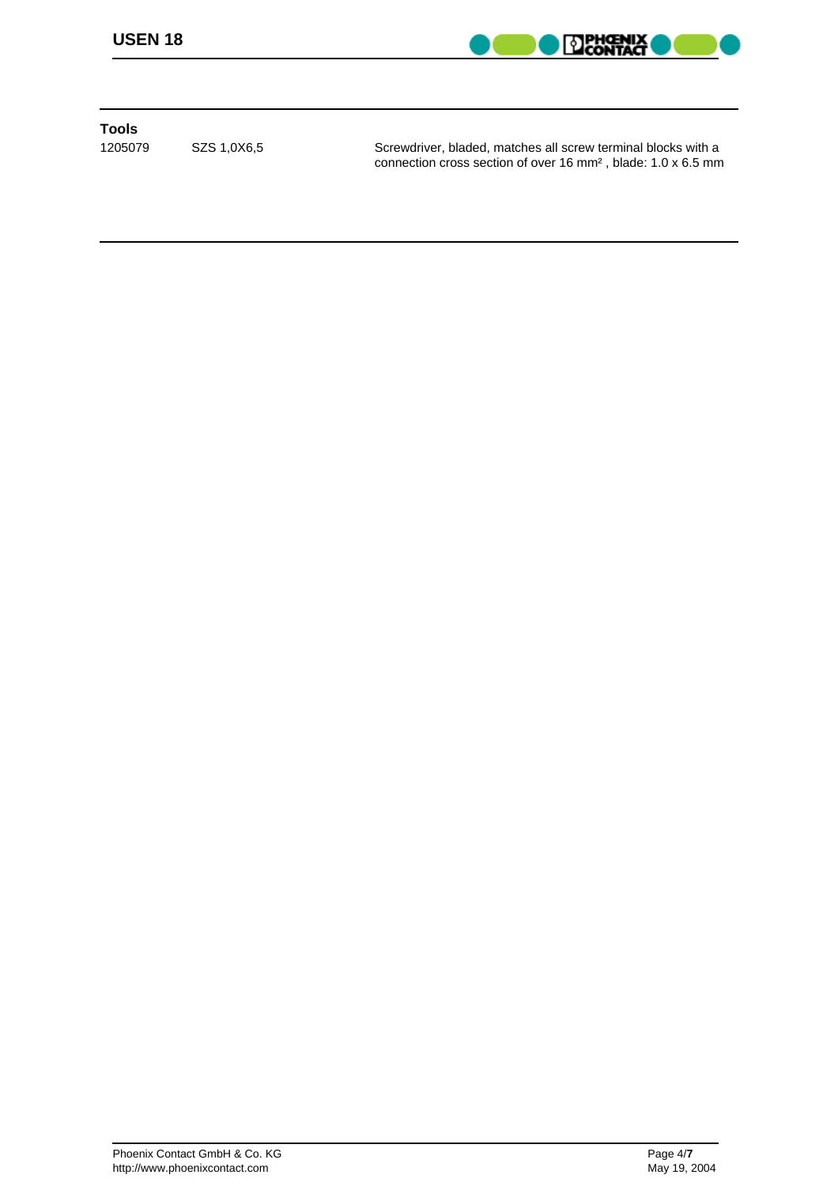## Tools

| | | |
|---|---|---|
| 1205079 | SZS 1,0X6,5 | Screwdriver, bladed, matches all screw terminal blocks with a connection cross section of over 16 mm² , blade: 1.0 x 6.5 mm |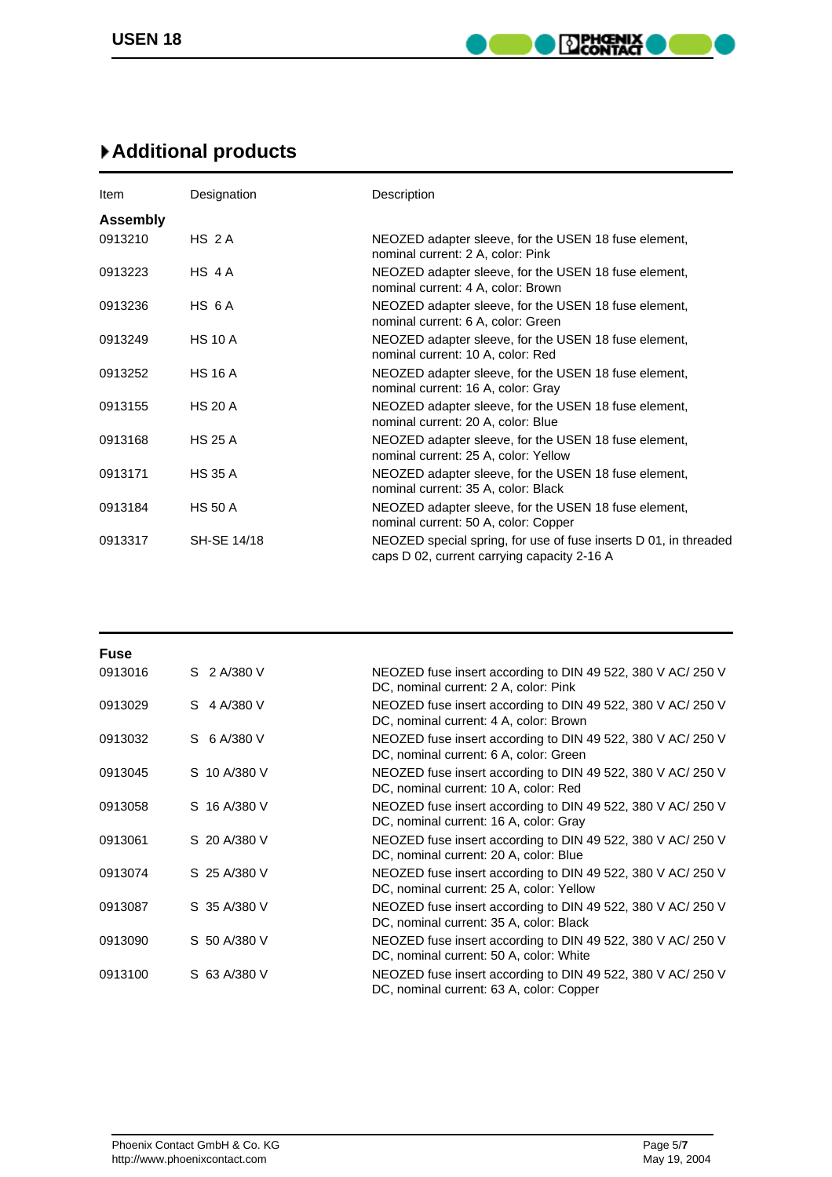# Additional products

| Item | Designation | Description |
| --- | --- | --- |
| **Assembly** | | |
| 0913210 | HS 2 A | NEOZED adapter sleeve, for the USEN 18 fuse element, nominal current: 2 A, color: Pink |
| 0913223 | HS 4 A | NEOZED adapter sleeve, for the USEN 18 fuse element, nominal current: 4 A, color: Brown |
| 0913236 | HS 6 A | NEOZED adapter sleeve, for the USEN 18 fuse element, nominal current: 6 A, color: Green |
| 0913249 | HS 10 A | NEOZED adapter sleeve, for the USEN 18 fuse element, nominal current: 10 A, color: Red |
| 0913252 | HS 16 A | NEOZED adapter sleeve, for the USEN 18 fuse element, nominal current: 16 A, color: Gray |
| 0913155 | HS 20 A | NEOZED adapter sleeve, for the USEN 18 fuse element, nominal current: 20 A, color: Blue |
| 0913168 | HS 25 A | NEOZED adapter sleeve, for the USEN 18 fuse element, nominal current: 25 A, color: Yellow |
| 0913171 | HS 35 A | NEOZED adapter sleeve, for the USEN 18 fuse element, nominal current: 35 A, color: Black |
| 0913184 | HS 50 A | NEOZED adapter sleeve, for the USEN 18 fuse element, nominal current: 50 A, color: Copper |
| 0913317 | SH-SE 14/18 | NEOZED special spring, for use of fuse inserts D 01, in threaded caps D 02, current carrying capacity 2-16 A |

| Item | Designation | Description |
| --- | --- | --- |
| **Fuse** | | |
| 0913016 | S 2 A/380 V | NEOZED fuse insert according to DIN 49 522, 380 V AC/ 250 V DC, nominal current: 2 A, color: Pink |
| 0913029 | S 4 A/380 V | NEOZED fuse insert according to DIN 49 522, 380 V AC/ 250 V DC, nominal current: 4 A, color: Brown |
| 0913032 | S 6 A/380 V | NEOZED fuse insert according to DIN 49 522, 380 V AC/ 250 V DC, nominal current: 6 A, color: Green |
| 0913045 | S 10 A/380 V | NEOZED fuse insert according to DIN 49 522, 380 V AC/ 250 V DC, nominal current: 10 A, color: Red |
| 0913058 | S 16 A/380 V | NEOZED fuse insert according to DIN 49 522, 380 V AC/ 250 V DC, nominal current: 16 A, color: Gray |
| 0913061 | S 20 A/380 V | NEOZED fuse insert according to DIN 49 522, 380 V AC/ 250 V DC, nominal current: 20 A, color: Blue |
| 0913074 | S 25 A/380 V | NEOZED fuse insert according to DIN 49 522, 380 V AC/ 250 V DC, nominal current: 25 A, color: Yellow |
| 0913087 | S 35 A/380 V | NEOZED fuse insert according to DIN 49 522, 380 V AC/ 250 V DC, nominal current: 35 A, color: Black |
| 0913090 | S 50 A/380 V | NEOZED fuse insert according to DIN 49 522, 380 V AC/ 250 V DC, nominal current: 50 A, color: White |
| 0913100 | S 63 A/380 V | NEOZED fuse insert according to DIN 49 522, 380 V AC/ 250 V DC, nominal current: 63 A, color: Copper |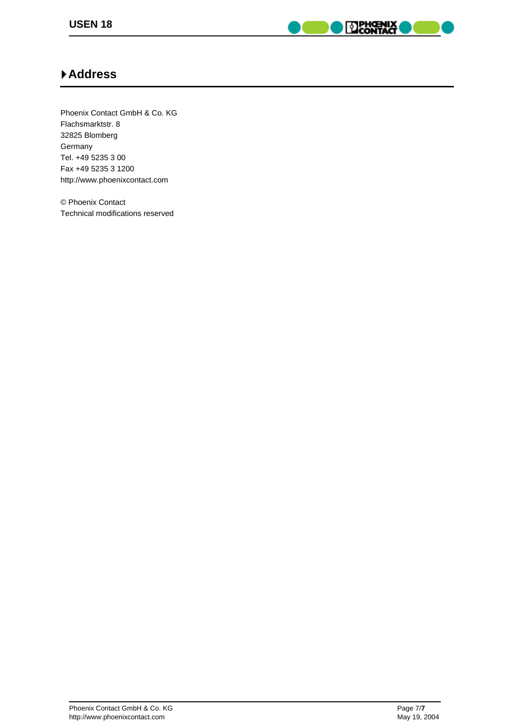## Address

Phoenix Contact GmbH & Co. KG
Flachsmarktstr. 8
32825 Blomberg
Germany
Tel. +49 5235 3 00
Fax +49 5235 3 1200
http://www.phoenixcontact.com

© Phoenix Contact
Technical modifications reserved